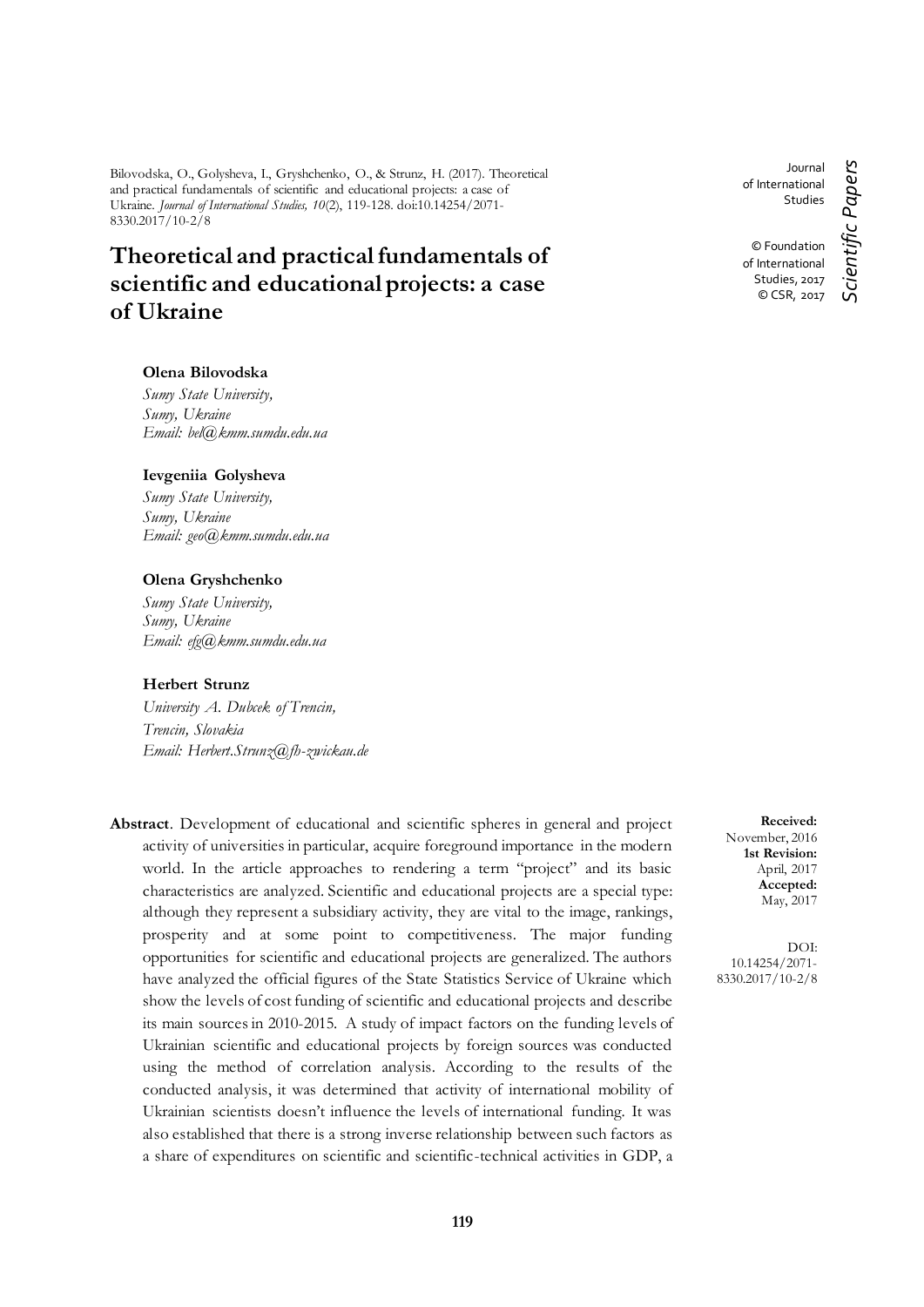Bilovodska, O., Golysheva, I., Gryshchenko, O., & Strunz, H. (2017). Theoretical and practical fundamentals of scientific and educational projects: a case of Ukraine. *Journal of International Studies, 10*(2), 119-128. doi:10.14254/2071-8330.2017/10-2/8

Journal of International Studies

© Foundation of International Studies, 2017
© CSR, 2017

*Scientific Papers*

# Theoretical and practical fundamentals of scientific and educational projects: a case of Ukraine

**Olena Bilovodska**
*Sumy State University,*
*Sumy, Ukraine*
*Email: bel@kmm.sumdu.edu.ua*

**Ievgeniia Golysheva**
*Sumy State University,*
*Sumy, Ukraine*
*Email: geo@kmm.sumdu.edu.ua*

**Olena Gryshchenko**
*Sumy State University,*
*Sumy, Ukraine*
*Email: efg@kmm.sumdu.edu.ua*

**Herbert Strunz**
*University A. Dubcek of Trencin,*
*Trencin, Slovakia*
*Email: Herbert.Strunz@fh-zwickau.de*

**Received:** November, 2016
**1st Revision:** April, 2017
**Accepted:** May, 2017

DOI: 10.14254/2071-8330.2017/10-2/8

**Abstract**. Development of educational and scientific spheres in general and project activity of universities in particular, acquire foreground importance in the modern world. In the article approaches to rendering a term "project" and its basic characteristics are analyzed. Scientific and educational projects are a special type: although they represent a subsidiary activity, they are vital to the image, rankings, prosperity and at some point to competitiveness. The major funding opportunities for scientific and educational projects are generalized. The authors have analyzed the official figures of the State Statistics Service of Ukraine which show the levels of cost funding of scientific and educational projects and describe its main sources in 2010-2015. A study of impact factors on the funding levels of Ukrainian scientific and educational projects by foreign sources was conducted using the method of correlation analysis. According to the results of the conducted analysis, it was determined that activity of international mobility of Ukrainian scientists doesn't influence the levels of international funding. It was also established that there is a strong inverse relationship between such factors as a share of expenditures on scientific and scientific-technical activities in GDP, a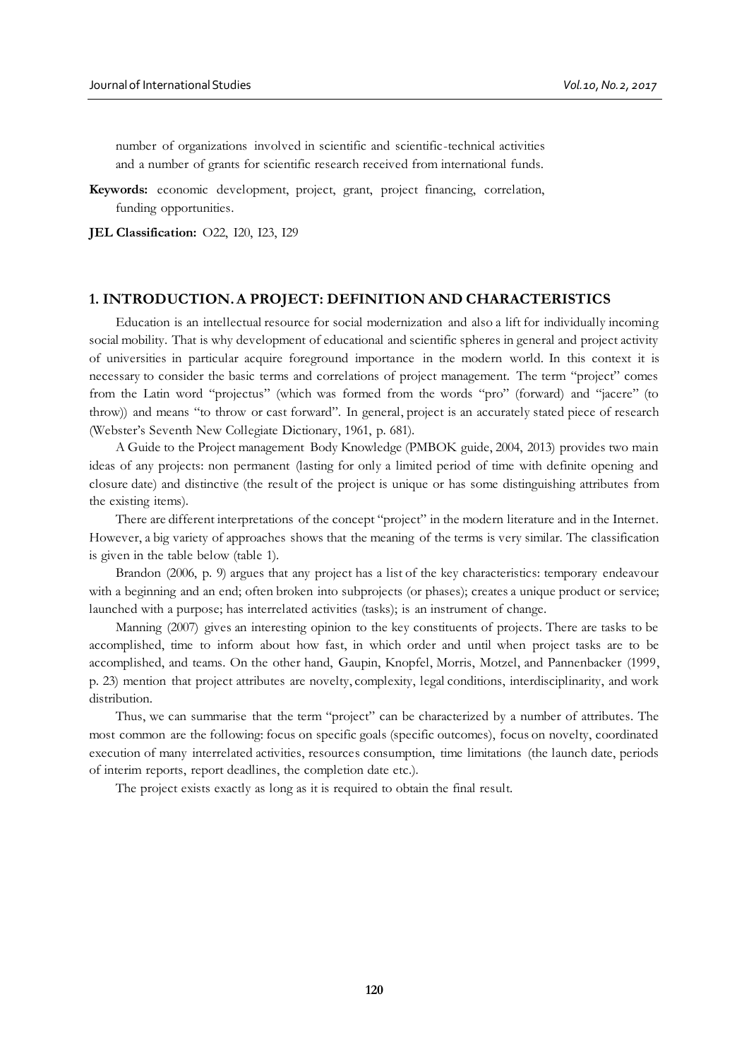number of organizations involved in scientific and scientific-technical activities and a number of grants for scientific research received from international funds.

**Keywords:** economic development, project, grant, project financing, correlation, funding opportunities.

**JEL Classification:** O22, I20, I23, I29

## 1. INTRODUCTION. A PROJECT: DEFINITION AND CHARACTERISTICS

Education is an intellectual resource for social modernization and also a lift for individually incoming social mobility. That is why development of educational and scientific spheres in general and project activity of universities in particular acquire foreground importance in the modern world. In this context it is necessary to consider the basic terms and correlations of project management. The term "project" comes from the Latin word "projectus" (which was formed from the words "pro" (forward) and "jacere" (to throw)) and means "to throw or cast forward". In general, project is an accurately stated piece of research (Webster's Seventh New Collegiate Dictionary, 1961, p. 681).

A Guide to the Project management Body Knowledge (PMBOK guide, 2004, 2013) provides two main ideas of any projects: non permanent (lasting for only a limited period of time with definite opening and closure date) and distinctive (the result of the project is unique or has some distinguishing attributes from the existing items).

There are different interpretations of the concept "project" in the modern literature and in the Internet. However, a big variety of approaches shows that the meaning of the terms is very similar. The classification is given in the table below (table 1).

Brandon (2006, p. 9) argues that any project has a list of the key characteristics: temporary endeavour with a beginning and an end; often broken into subprojects (or phases); creates a unique product or service; launched with a purpose; has interrelated activities (tasks); is an instrument of change.

Manning (2007) gives an interesting opinion to the key constituents of projects. There are tasks to be accomplished, time to inform about how fast, in which order and until when project tasks are to be accomplished, and teams. On the other hand, Gaupin, Knopfel, Morris, Motzel, and Pannenbacker (1999, p. 23) mention that project attributes are novelty, complexity, legal conditions, interdisciplinarity, and work distribution.

Thus, we can summarise that the term "project" can be characterized by a number of attributes. The most common are the following: focus on specific goals (specific outcomes), focus on novelty, coordinated execution of many interrelated activities, resources consumption, time limitations (the launch date, periods of interim reports, report deadlines, the completion date etc.).

The project exists exactly as long as it is required to obtain the final result.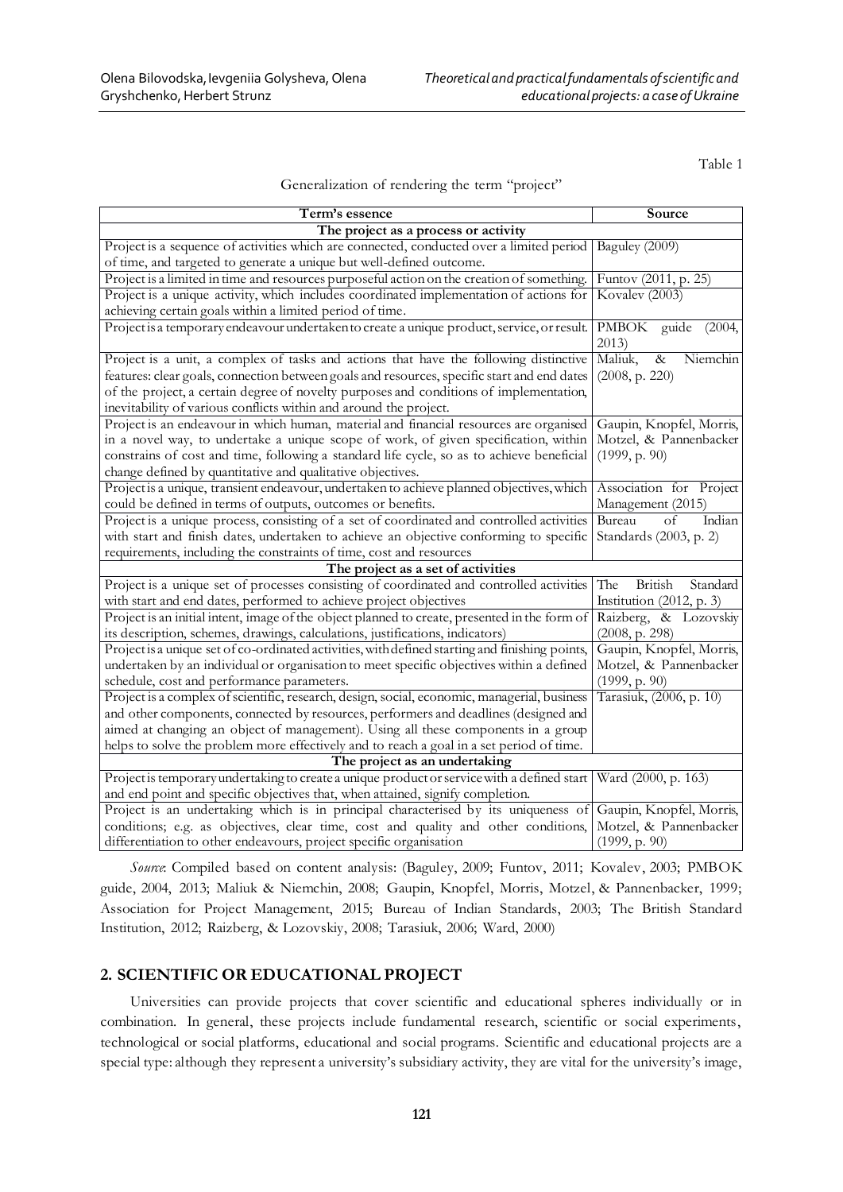Table 1

Generalization of rendering the term "project"

| Term's essence | Source |
|---|---|
| **The project as a process or activity** | |
| Project is a sequence of activities which are connected, conducted over a limited period of time, and targeted to generate a unique but well-defined outcome. | Baguley (2009) |
| Project is a limited in time and resources purposeful action on the creation of something. | Funtov (2011, p. 25) |
| Project is a unique activity, which includes coordinated implementation of actions for achieving certain goals within a limited period of time. | Kovalev (2003) |
| Project is a temporary endeavour undertaken to create a unique product, service, or result. | PMBOK guide (2004, 2013) |
| Project is a unit, a complex of tasks and actions that have the following distinctive features: clear goals, connection between goals and resources, specific start and end dates of the project, a certain degree of novelty purposes and conditions of implementation, inevitability of various conflicts within and around the project. | Maliuk, & Niemchin (2008, p. 220) |
| Project is an endeavour in which human, material and financial resources are organised in a novel way, to undertake a unique scope of work, of given specification, within constrains of cost and time, following a standard life cycle, so as to achieve beneficial change defined by quantitative and qualitative objectives. | Gaupin, Knopfel, Morris, Motzel, & Pannenbacker (1999, p. 90) |
| Project is a unique, transient endeavour, undertaken to achieve planned objectives, which could be defined in terms of outputs, outcomes or benefits. | Association for Project Management (2015) |
| Project is a unique process, consisting of a set of coordinated and controlled activities with start and finish dates, undertaken to achieve an objective conforming to specific requirements, including the constraints of time, cost and resources | Bureau of Indian Standards (2003, p. 2) |
| **The project as a set of activities** | |
| Project is a unique set of processes consisting of coordinated and controlled activities with start and end dates, performed to achieve project objectives | The British Standard Institution (2012, p. 3) |
| Project is an initial intent, image of the object planned to create, presented in the form of its description, schemes, drawings, calculations, justifications, indicators) | Raizberg, & Lozovskiy (2008, p. 298) |
| Project is a unique set of co-ordinated activities, with defined starting and finishing points, undertaken by an individual or organisation to meet specific objectives within a defined schedule, cost and performance parameters. | Gaupin, Knopfel, Morris, Motzel, & Pannenbacker (1999, p. 90) |
| Project is a complex of scientific, research, design, social, economic, managerial, business and other components, connected by resources, performers and deadlines (designed and aimed at changing an object of management). Using all these components in a group helps to solve the problem more effectively and to reach a goal in a set period of time. | Tarasiuk, (2006, p. 10) |
| **The project as an undertaking** | |
| Project is temporary undertaking to create a unique product or service with a defined start and end point and specific objectives that, when attained, signify completion. | Ward (2000, p. 163) |
| Project is an undertaking which is in principal characterised by its uniqueness of conditions; e.g. as objectives, clear time, cost and quality and other conditions, differentiation to other endeavours, project specific organisation | Gaupin, Knopfel, Morris, Motzel, & Pannenbacker (1999, p. 90) |

*Source*: Compiled based on content analysis: (Baguley, 2009; Funtov, 2011; Kovalev, 2003; PMBOK guide, 2004, 2013; Maliuk & Niemchin, 2008; Gaupin, Knopfel, Morris, Motzel, & Pannenbacker, 1999; Association for Project Management, 2015; Bureau of Indian Standards, 2003; The British Standard Institution, 2012; Raizberg, & Lozovskiy, 2008; Tarasiuk, 2006; Ward, 2000)

## 2. SCIENTIFIC OR EDUCATIONAL PROJECT

Universities can provide projects that cover scientific and educational spheres individually or in combination. In general, these projects include fundamental research, scientific or social experiments, technological or social platforms, educational and social programs. Scientific and educational projects are a special type: although they represent a university's subsidiary activity, they are vital for the university's image,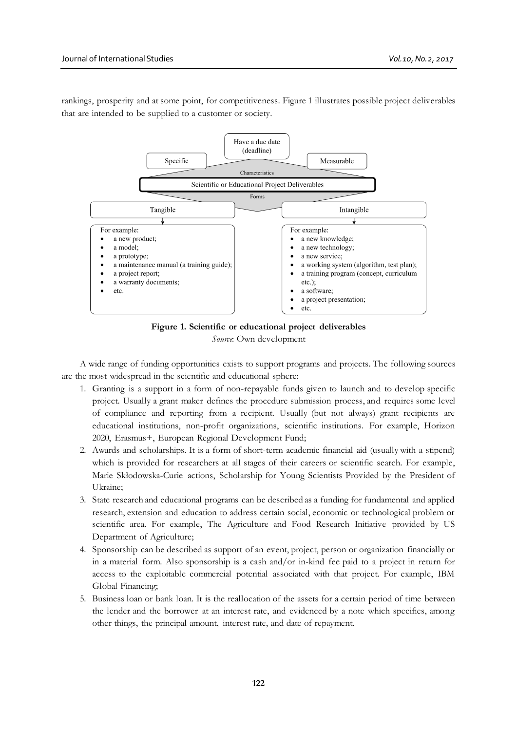rankings, prosperity and at some point, for competitiveness. Figure 1 illustrates possible project deliverables that are intended to be supplied to a customer or society.

Have a due date (deadline)

Specific

Measurable

Characteristics

Scientific or Educational Project Deliverables

Forms

Tangible

Intangible

For example:
- a new product;
- a model;
- a prototype;
- a maintenance manual (a training guide);
- a project report;
- a warranty documents;
- etc.

For example:
- a new knowledge;
- a new technology;
- a new service;
- a working system (algorithm, test plan);
- a training program (concept, curriculum etc.);
- a software;
- a project presentation;
- etc.

**Figure 1. Scientific or educational project deliverables**

*Source*: Own development

A wide range of funding opportunities exists to support programs and projects. The following sources are the most widespread in the scientific and educational sphere:

1. Granting is a support in a form of non-repayable funds given to launch and to develop specific project. Usually a grant maker defines the procedure submission process, and requires some level of compliance and reporting from a recipient. Usually (but not always) grant recipients are educational institutions, non-profit organizations, scientific institutions. For example, Horizon 2020, Erasmus+, European Regional Development Fund;
2. Awards and scholarships. It is a form of short-term academic financial aid (usually with a stipend) which is provided for researchers at all stages of their careers or scientific search. For example, Marie Skłodowska-Curie actions, Scholarship for Young Scientists Provided by the President of Ukraine;
3. State research and educational programs can be described as a funding for fundamental and applied research, extension and education to address certain social, economic or technological problem or scientific area. For example, The Agriculture and Food Research Initiative provided by US Department of Agriculture;
4. Sponsorship can be described as support of an event, project, person or organization financially or in a material form. Also sponsorship is a cash and/or in-kind fee paid to a project in return for access to the exploitable commercial potential associated with that project. For example, IBM Global Financing;
5. Business loan or bank loan. It is the reallocation of the assets for a certain period of time between the lender and the borrower at an interest rate, and evidenced by a note which specifies, among other things, the principal amount, interest rate, and date of repayment.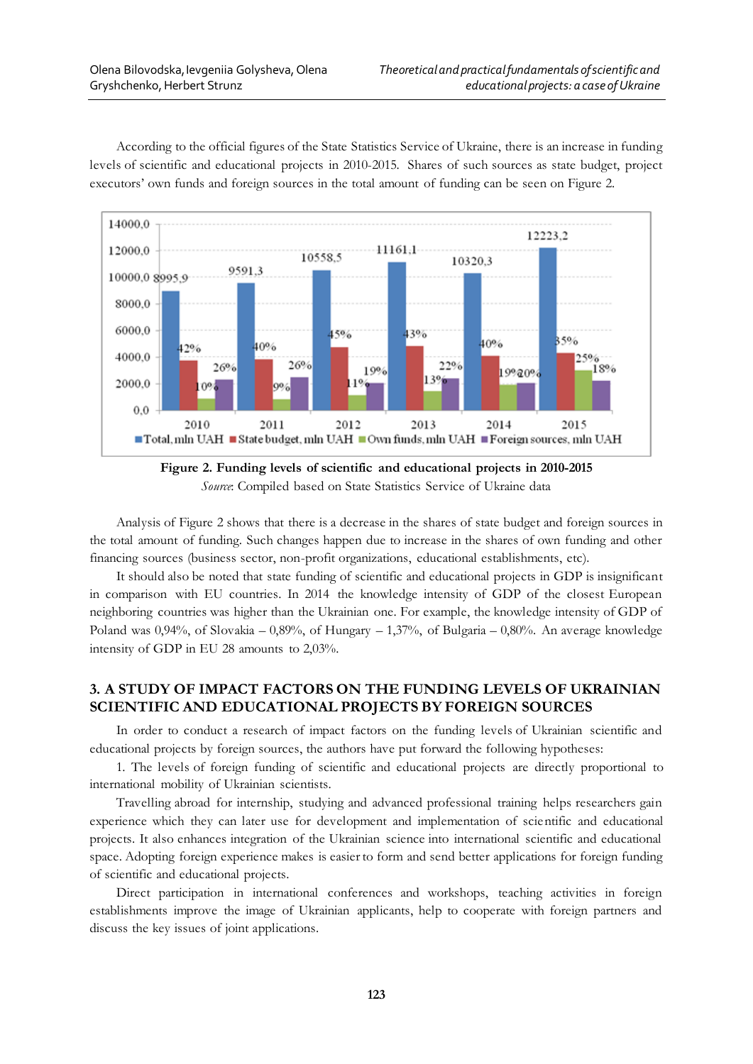According to the official figures of the State Statistics Service of Ukraine, there is an increase in funding levels of scientific and educational projects in 2010-2015. Shares of such sources as state budget, project executors' own funds and foreign sources in the total amount of funding can be seen on Figure 2.

**Figure 2. Funding levels of scientific and educational projects in 2010-2015**

*Source*: Compiled based on State Statistics Service of Ukraine data

Analysis of Figure 2 shows that there is a decrease in the shares of state budget and foreign sources in the total amount of funding. Such changes happen due to increase in the shares of own funding and other financing sources (business sector, non-profit organizations, educational establishments, etc).

It should also be noted that state funding of scientific and educational projects in GDP is insignificant in comparison with EU countries. In 2014 the knowledge intensity of GDP of the closest European neighboring countries was higher than the Ukrainian one. For example, the knowledge intensity of GDP of Poland was 0,94%, of Slovakia – 0,89%, of Hungary – 1,37%, of Bulgaria – 0,80%. An average knowledge intensity of GDP in EU 28 amounts to 2,03%.

## 3. A STUDY OF IMPACT FACTORS ON THE FUNDING LEVELS OF UKRAINIAN SCIENTIFIC AND EDUCATIONAL PROJECTS BY FOREIGN SOURCES

In order to conduct a research of impact factors on the funding levels of Ukrainian scientific and educational projects by foreign sources, the authors have put forward the following hypotheses:

1. The levels of foreign funding of scientific and educational projects are directly proportional to international mobility of Ukrainian scientists.

Travelling abroad for internship, studying and advanced professional training helps researchers gain experience which they can later use for development and implementation of scientific and educational projects. It also enhances integration of the Ukrainian science into international scientific and educational space. Adopting foreign experience makes is easier to form and send better applications for foreign funding of scientific and educational projects.

Direct participation in international conferences and workshops, teaching activities in foreign establishments improve the image of Ukrainian applicants, help to cooperate with foreign partners and discuss the key issues of joint applications.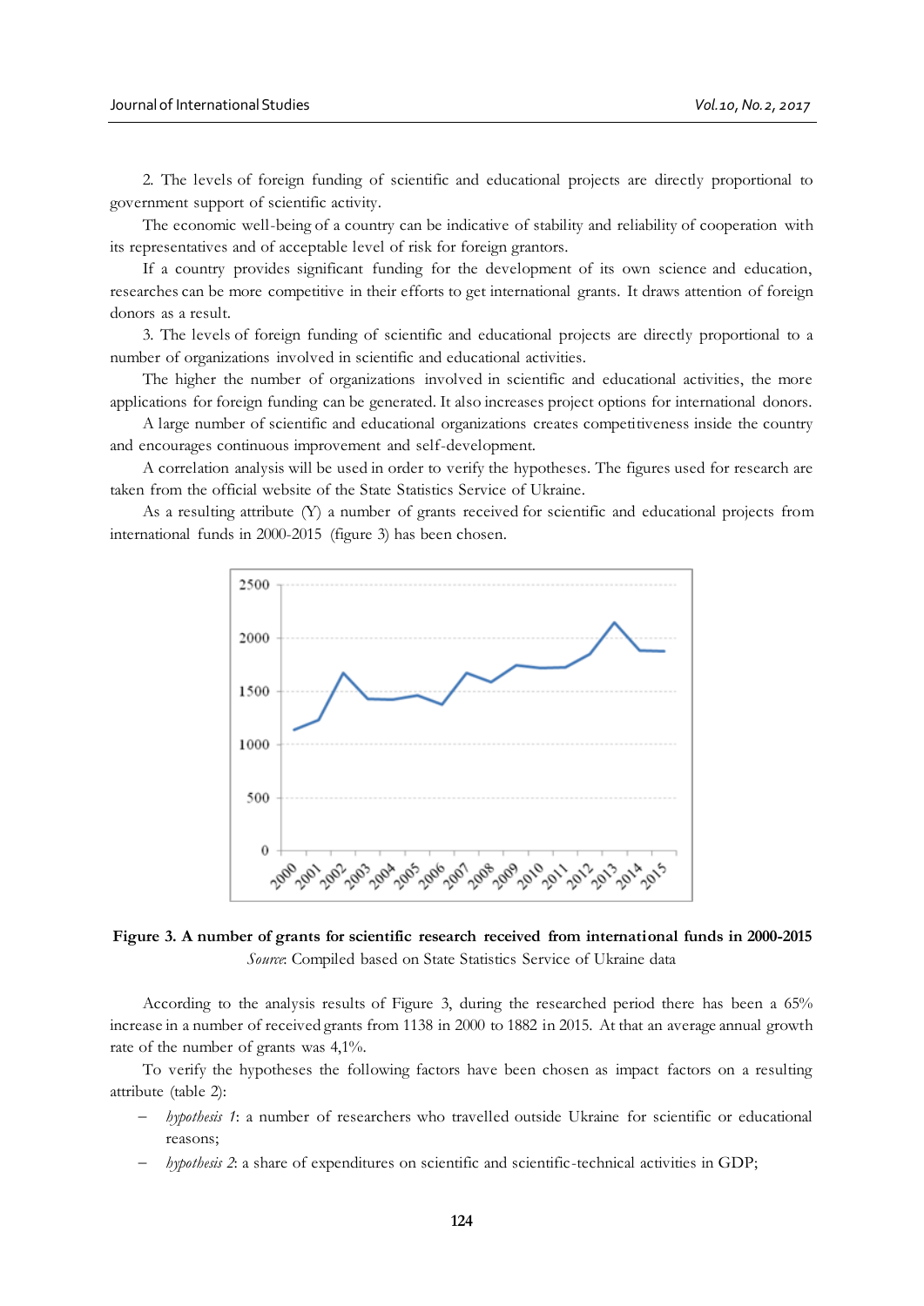2. The levels of foreign funding of scientific and educational projects are directly proportional to government support of scientific activity.

The economic well-being of a country can be indicative of stability and reliability of cooperation with its representatives and of acceptable level of risk for foreign grantors.

If a country provides significant funding for the development of its own science and education, researches can be more competitive in their efforts to get international grants. It draws attention of foreign donors as a result.

3. The levels of foreign funding of scientific and educational projects are directly proportional to a number of organizations involved in scientific and educational activities.

The higher the number of organizations involved in scientific and educational activities, the more applications for foreign funding can be generated. It also increases project options for international donors.

A large number of scientific and educational organizations creates competitiveness inside the country and encourages continuous improvement and self-development.

A correlation analysis will be used in order to verify the hypotheses. The figures used for research are taken from the official website of the State Statistics Service of Ukraine.

As a resulting attribute (Y) a number of grants received for scientific and educational projects from international funds in 2000-2015 (figure 3) has been chosen.

**Figure 3. A number of grants for scientific research received from international funds in 2000-2015**

*Source*: Compiled based on State Statistics Service of Ukraine data

According to the analysis results of Figure 3, during the researched period there has been a 65% increase in a number of received grants from 1138 in 2000 to 1882 in 2015. At that an average annual growth rate of the number of grants was 4,1%.

To verify the hypotheses the following factors have been chosen as impact factors on a resulting attribute (table 2):

- *hypothesis 1*: a number of researchers who travelled outside Ukraine for scientific or educational reasons;
- *hypothesis 2*: a share of expenditures on scientific and scientific-technical activities in GDP;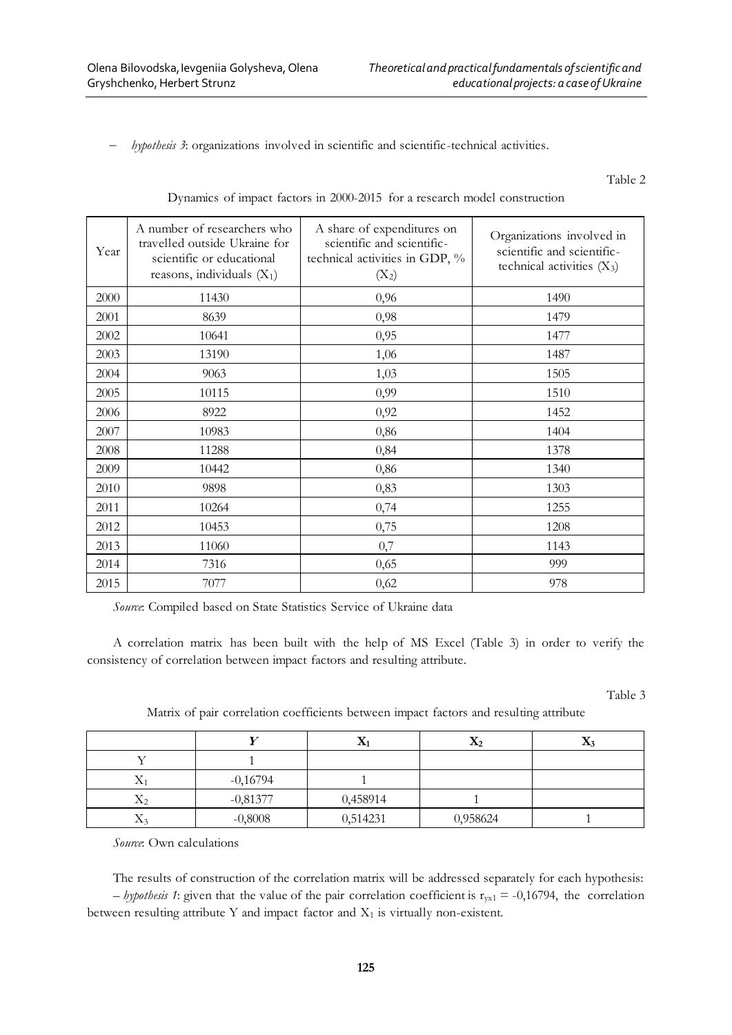– *hypothesis 3*: organizations involved in scientific and scientific-technical activities.

Table 2

Dynamics of impact factors in 2000-2015 for a research model construction

| Year | A number of researchers who travelled outside Ukraine for scientific or educational reasons, individuals ($X_1$) | A share of expenditures on scientific and scientific-technical activities in GDP, % ($X_2$) | Organizations involved in scientific and scientific-technical activities ($X_3$) |
|---|---|---|---|
| 2000 | 11430 | 0,96 | 1490 |
| 2001 | 8639 | 0,98 | 1479 |
| 2002 | 10641 | 0,95 | 1477 |
| 2003 | 13190 | 1,06 | 1487 |
| 2004 | 9063 | 1,03 | 1505 |
| 2005 | 10115 | 0,99 | 1510 |
| 2006 | 8922 | 0,92 | 1452 |
| 2007 | 10983 | 0,86 | 1404 |
| 2008 | 11288 | 0,84 | 1378 |
| 2009 | 10442 | 0,86 | 1340 |
| 2010 | 9898 | 0,83 | 1303 |
| 2011 | 10264 | 0,74 | 1255 |
| 2012 | 10453 | 0,75 | 1208 |
| 2013 | 11060 | 0,7 | 1143 |
| 2014 | 7316 | 0,65 | 999 |
| 2015 | 7077 | 0,62 | 978 |

*Source*: Compiled based on State Statistics Service of Ukraine data

A correlation matrix has been built with the help of MS Excel (Table 3) in order to verify the consistency of correlation between impact factors and resulting attribute.

Table 3

Matrix of pair correlation coefficients between impact factors and resulting attribute

| | *Y* | $X_1$ | $X_2$ | $X_3$ |
|---|---|---|---|---|
| Y | 1 | | | |
| $X_1$ | -0,16794 | 1 | | |
| $X_2$ | -0,81377 | 0,458914 | 1 | |
| $X_3$ | -0,8008 | 0,514231 | 0,958624 | 1 |

*Source*: Own calculations

The results of construction of the correlation matrix will be addressed separately for each hypothesis:
– *hypothesis 1*: given that the value of the pair correlation coefficient is $r_{yx1}$ = -0,16794, the correlation between resulting attribute Y and impact factor and $X_1$ is virtually non-existent.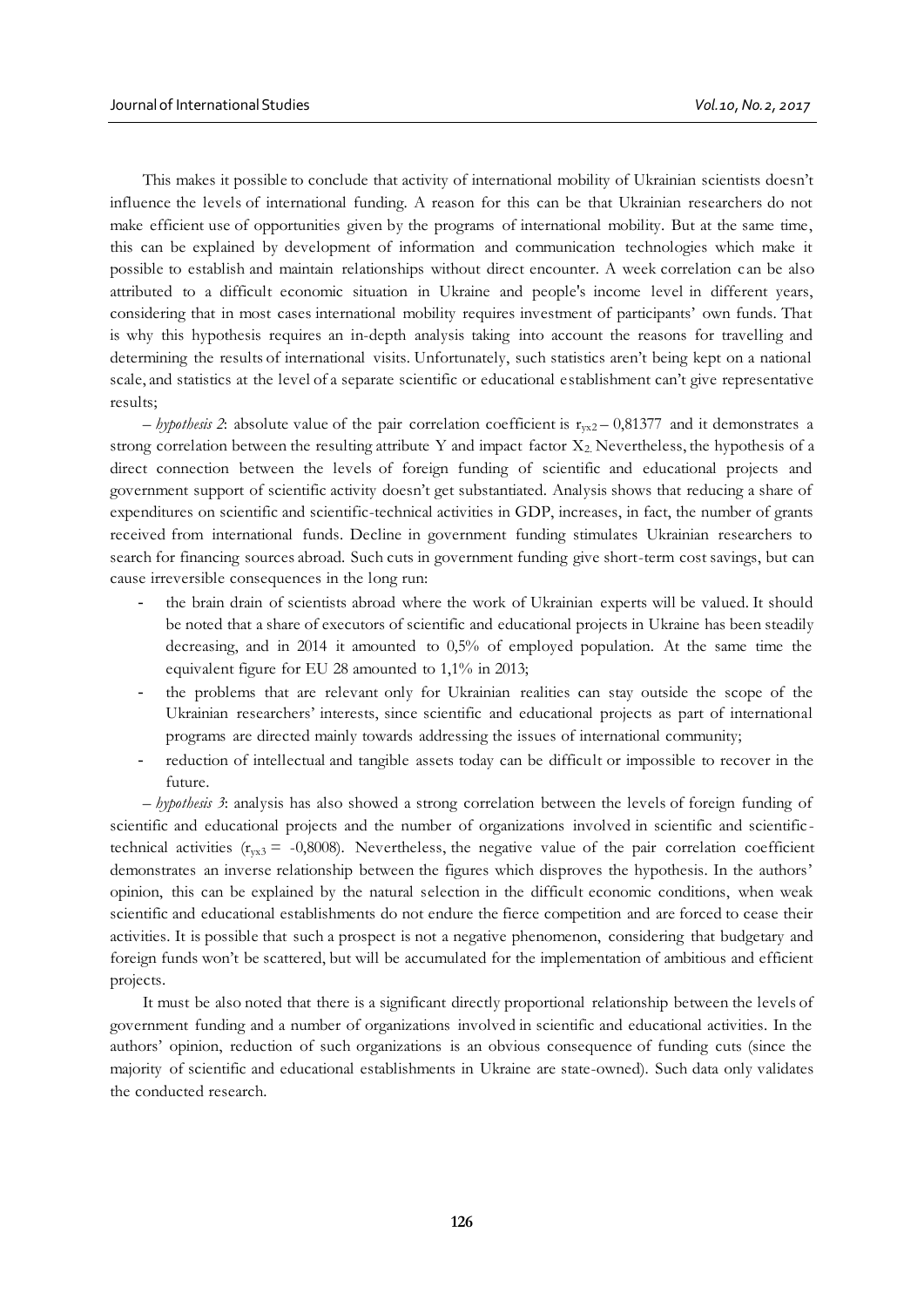This makes it possible to conclude that activity of international mobility of Ukrainian scientists doesn't influence the levels of international funding. A reason for this can be that Ukrainian researchers do not make efficient use of opportunities given by the programs of international mobility. But at the same time, this can be explained by development of information and communication technologies which make it possible to establish and maintain relationships without direct encounter. A week correlation can be also attributed to a difficult economic situation in Ukraine and people's income level in different years, considering that in most cases international mobility requires investment of participants' own funds. That is why this hypothesis requires an in-depth analysis taking into account the reasons for travelling and determining the results of international visits. Unfortunately, such statistics aren't being kept on a national scale, and statistics at the level of a separate scientific or educational establishment can't give representative results;

– *hypothesis 2*: absolute value of the pair correlation coefficient is $r_{yx2}$ – 0,81377 and it demonstrates a strong correlation between the resulting attribute Y and impact factor $X_2$. Nevertheless, the hypothesis of a direct connection between the levels of foreign funding of scientific and educational projects and government support of scientific activity doesn't get substantiated. Analysis shows that reducing a share of expenditures on scientific and scientific-technical activities in GDP, increases, in fact, the number of grants received from international funds. Decline in government funding stimulates Ukrainian researchers to search for financing sources abroad. Such cuts in government funding give short-term cost savings, but can cause irreversible consequences in the long run:

- the brain drain of scientists abroad where the work of Ukrainian experts will be valued. It should be noted that a share of executors of scientific and educational projects in Ukraine has been steadily decreasing, and in 2014 it amounted to 0,5% of employed population. At the same time the equivalent figure for EU 28 amounted to 1,1% in 2013;
- the problems that are relevant only for Ukrainian realities can stay outside the scope of the Ukrainian researchers' interests, since scientific and educational projects as part of international programs are directed mainly towards addressing the issues of international community;
- reduction of intellectual and tangible assets today can be difficult or impossible to recover in the future.

– *hypothesis 3*: analysis has also showed a strong correlation between the levels of foreign funding of scientific and educational projects and the number of organizations involved in scientific and scientific-technical activities ($r_{yx3}$ = -0,8008). Nevertheless, the negative value of the pair correlation coefficient demonstrates an inverse relationship between the figures which disproves the hypothesis. In the authors' opinion, this can be explained by the natural selection in the difficult economic conditions, when weak scientific and educational establishments do not endure the fierce competition and are forced to cease their activities. It is possible that such a prospect is not a negative phenomenon, considering that budgetary and foreign funds won't be scattered, but will be accumulated for the implementation of ambitious and efficient projects.

It must be also noted that there is a significant directly proportional relationship between the levels of government funding and a number of organizations involved in scientific and educational activities. In the authors' opinion, reduction of such organizations is an obvious consequence of funding cuts (since the majority of scientific and educational establishments in Ukraine are state-owned). Such data only validates the conducted research.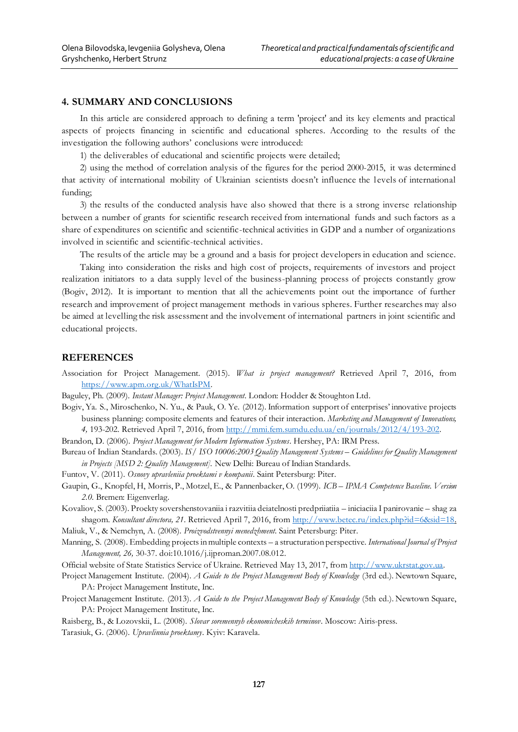## 4. SUMMARY AND CONCLUSIONS

In this article are considered approach to defining a term 'project' and its key elements and practical aspects of projects financing in scientific and educational spheres. According to the results of the investigation the following authors' conclusions were introduced:

1) the deliverables of educational and scientific projects were detailed;

2) using the method of correlation analysis of the figures for the period 2000-2015, it was determined that activity of international mobility of Ukrainian scientists doesn't influence the levels of international funding;

3) the results of the conducted analysis have also showed that there is a strong inverse relationship between a number of grants for scientific research received from international funds and such factors as a share of expenditures on scientific and scientific-technical activities in GDP and a number of organizations involved in scientific and scientific-technical activities.

The results of the article may be a ground and a basis for project developers in education and science.

Taking into consideration the risks and high cost of projects, requirements of investors and project realization initiators to a data supply level of the business-planning process of projects constantly grow (Bogiv, 2012). It is important to mention that all the achievements point out the importance of further research and improvement of project management methods in various spheres. Further researches may also be aimed at levelling the risk assessment and the involvement of international partners in joint scientific and educational projects.

## REFERENCES

Association for Project Management. (2015). *What is project management?* Retrieved April 7, 2016, from https://www.apm.org.uk/WhatIsPM.

Baguley, Ph. (2009). *Instant Manager: Project Management*. London: Hodder & Stoughton Ltd.

Bogiv, Ya. S., Miroschenko, N. Yu., & Pauk, O. Ye. (2012). Information support of enterprises' innovative projects business planning: composite elements and features of their interaction. *Marketing and Management of Innovations, 4,* 193-202. Retrieved April 7, 2016, from http://mmi.fem.sumdu.edu.ua/en/journals/2012/4/193-202.

Brandon, D. (2006). *Project Management for Modern Information Systems*. Hershey, PA: IRM Press.

Bureau of Indian Standards. (2003). *IS/ ISO 10006:2003 Quality Management Systems – Guidelines for Quality Management in Projects [MSD 2: Quality Management]*. New Delhi: Bureau of Indian Standards.

Funtov, V. (2011). *Osnovy upravleniia proektami v kompanii*. Saint Petersburg: Piter.

Gaupin, G., Knopfel, H, Morris, P., Motzel, E., & Pannenbacker, O. (1999). *ICB – IPMA Competence Baseline. Version 2.0.* Bremen: Eigenverlag.

Kovaliov, S. (2003). Proekty sovershenstovaniia i razvitiia deiatelnosti predpriiatiia – iniciaciia I panirovanie – shag za shagom. *Konsultant directora, 21*. Retrieved April 7, 2016, from http://www.betec.ru/index.php?id=6&sid=18.

Maliuk, V., & Nemchyn, A. (2008). *Proizvodstvennyi menedzhment*. Saint Petersburg: Piter.

Manning, S. (2008). Embedding projects in multiple contexts – a structuration perspective. *International Journal of Project Management, 26,* 30-37. doi:10.1016/j.ijproman.2007.08.012.

Official website of State Statistics Service of Ukraine. Retrieved May 13, 2017, from http://www.ukrstat.gov.ua.

Project Management Institute. (2004). *A Guide to the Project Management Body of Knowledge* (3rd ed.). Newtown Square, PA: Project Management Institute, Inc.

Project Management Institute. (2013). *A Guide to the Project Management Body of Knowledge* (5th ed.). Newtown Square, PA: Project Management Institute, Inc.

Raisberg, B., & Lozovskii, L. (2008). *Slovar sovremennyh ekonomicheskih terminov*. Moscow: Airis-press.

Tarasiuk, G. (2006). *Upravlinnia proektamy*. Kyiv: Karavela.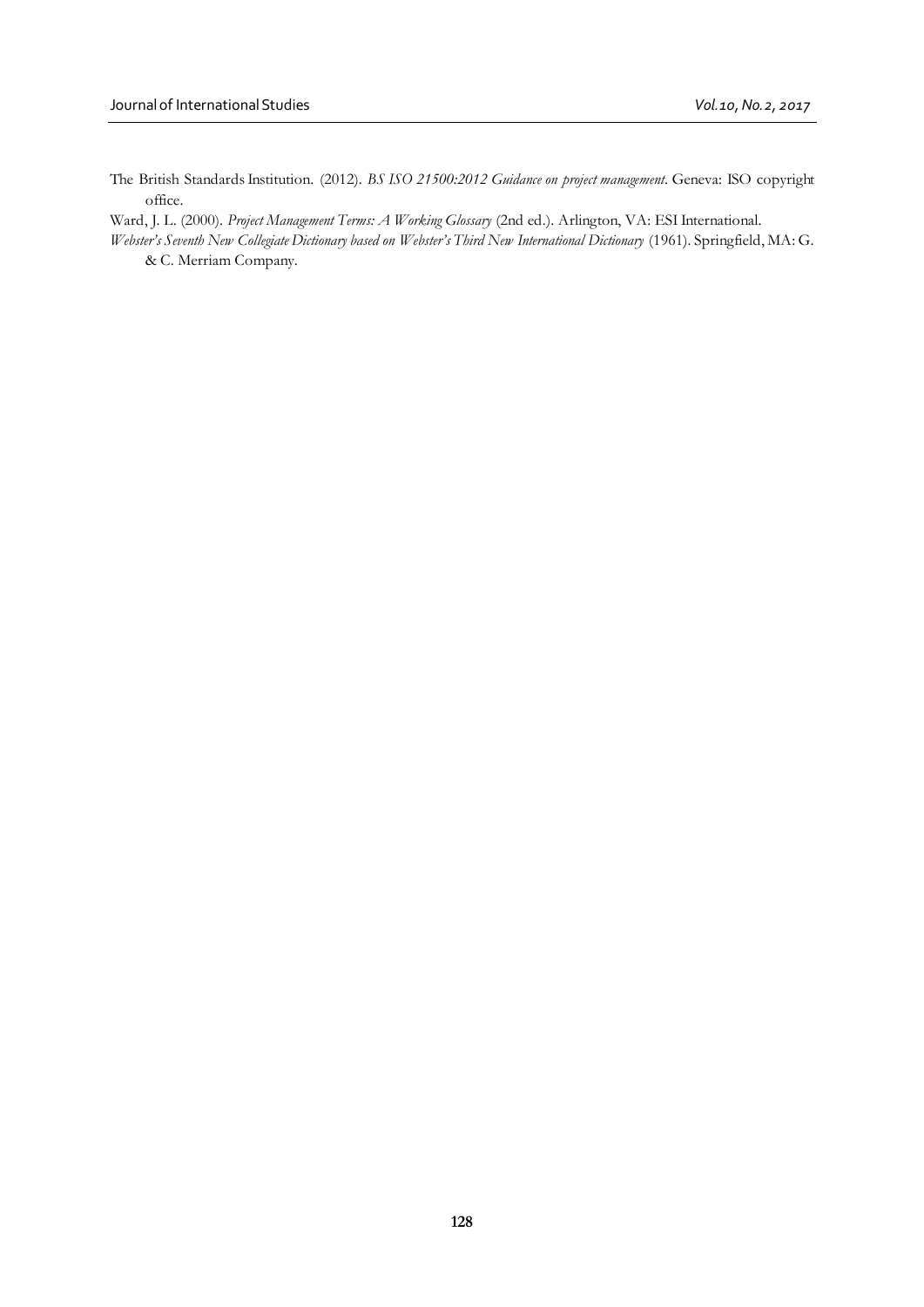The British Standards Institution. (2012). *BS ISO 21500:2012 Guidance on project management*. Geneva: ISO copyright office.

Ward, J. L. (2000). *Project Management Terms: A Working Glossary* (2nd ed.). Arlington, VA: ESI International.

*Webster's Seventh New Collegiate Dictionary based on Webster's Third New International Dictionary* (1961). Springfield, MA: G. & C. Merriam Company.